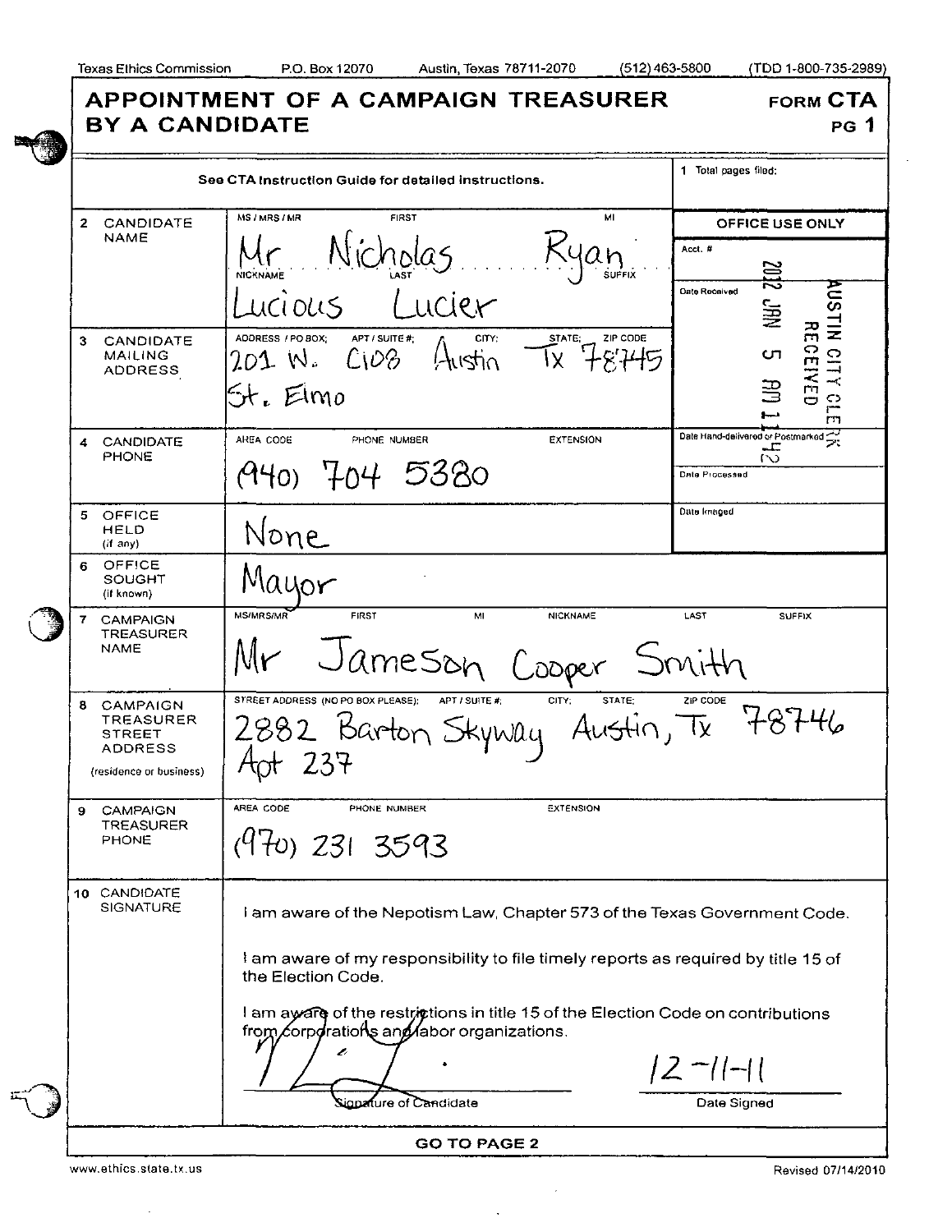Texas Ethics Commission P.O. Box 12070 Austin, Texas 78711-2070 (512) 463-5800 (TDD 1-800-735-2989)

# APPOINTMENT OF A CAMPAIGN TREASURER BY A CANDIDATE

**FORM CTA PG 1**

See CTA Instruction Guide for detailed instructions.

1 Total pages filed:

| Field | Details |
| --- | --- |
| 2 CANDIDATE NAME | MS / MRS / MR: Mr; FIRST: Nicholas; MI: Ryan; NICKNAME: Lucious; LAST: Lucier; SUFFIX: |
| 3 CANDIDATE MAILING ADDRESS | ADDRESS / PO BOX: 201 W. St. Elmo; APT / SUITE #: C108; CITY: Austin; STATE: Tx; ZIP CODE: 78745 |
| 4 CANDIDATE PHONE | AREA CODE: (940); PHONE NUMBER: 704 5380; EXTENSION: |
| 5 OFFICE HELD (if any) | None |
| 6 OFFICE SOUGHT (if known) | Mayor |
| 7 CAMPAIGN TREASURER NAME | MS/MRS/MR: Mr; FIRST: Jameson; MI: Cooper; NICKNAME: ; LAST: Smith; SUFFIX: |
| 8 CAMPAIGN TREASURER STREET ADDRESS (residence or business) | STREET ADDRESS (NO PO BOX PLEASE): 2882 Barton Skyway; APT / SUITE #: Apt 237; CITY: Austin; STATE: Tx; ZIP CODE: 78746 |
| 9 CAMPAIGN TREASURER PHONE | AREA CODE: (970); PHONE NUMBER: 231 3593; EXTENSION: |

**OFFICE USE ONLY**

Acct. #:

Date Received: AUSTIN CITY CLERK RECEIVED 2012 JAN 5 AM 11:42

Date Hand-delivered or Postmarked:

Date Processed:

Date Imaged:

10 CANDIDATE SIGNATURE

I am aware of the Nepotism Law, Chapter 573 of the Texas Government Code.

I am aware of my responsibility to file timely reports as required by title 15 of the Election Code.

I am aware of the restrictions in title 15 of the Election Code on contributions from corporations and labor organizations.

Signature of Candidate: [signature]

Date Signed: 12-11-11

**GO TO PAGE 2**

www.ethics.state.tx.us Revised 07/14/2010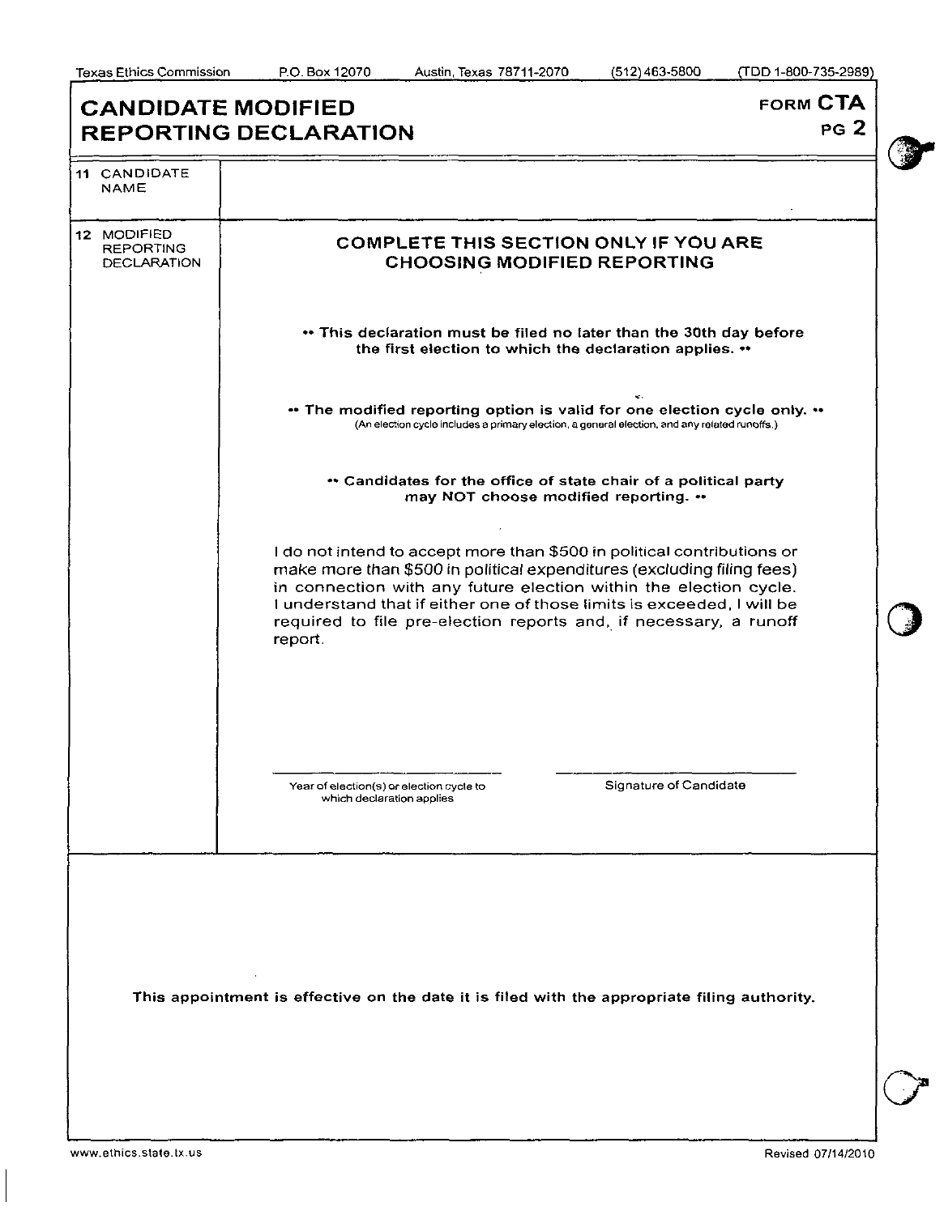Texas Ethics Commission P.O. Box 12070 Austin, Texas 78711-2070 (512) 463-5800 (TDD 1-800-735-2989)

# CANDIDATE MODIFIED REPORTING DECLARATION

**FORM CTA PG 2**

| | |
|---|---|
| 11 CANDIDATE NAME | |
| 12 MODIFIED REPORTING DECLARATION | **COMPLETE THIS SECTION ONLY IF YOU ARE CHOOSING MODIFIED REPORTING** |

**•• This declaration must be filed no later than the 30th day before the first election to which the declaration applies. ••**

**•• The modified reporting option is valid for one election cycle only. ••**
(An election cycle includes a primary election, a general election, and any related runoffs.)

**•• Candidates for the office of state chair of a political party may NOT choose modified reporting. ••**

I do not intend to accept more than $500 in political contributions or make more than $500 in political expenditures (excluding filing fees) in connection with any future election within the election cycle. I understand that if either one of those limits is exceeded, I will be required to file pre-election reports and, if necessary, a runoff report.

\_\_\_\_\_\_\_\_\_\_\_\_\_\_\_\_\_\_\_\_\_\_\_\_\_\_\_\_ Year of election(s) or election cycle to which declaration applies

\_\_\_\_\_\_\_\_\_\_\_\_\_\_\_\_\_\_\_\_\_\_\_\_\_\_\_\_ Signature of Candidate

**This appointment is effective on the date it is filed with the appropriate filing authority.**

www.ethics.state.tx.us Revised 07/14/2010